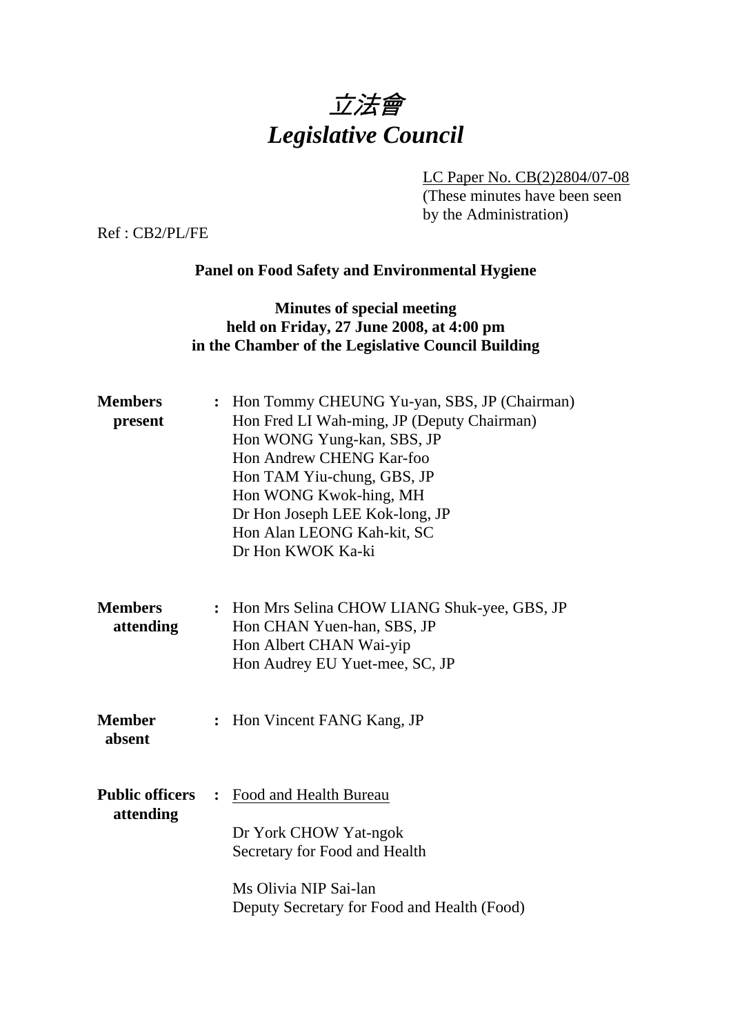# *立法會*
# *Legislative Council*

LC Paper No. CB(2)2804/07-08
(These minutes have been seen by the Administration)

Ref : CB2/PL/FE

**Panel on Food Safety and Environmental Hygiene**

**Minutes of special meeting**
**held on Friday, 27 June 2008, at 4:00 pm**
**in the Chamber of the Legislative Council Building**

**Members present** : Hon Tommy CHEUNG Yu-yan, SBS, JP (Chairman)
Hon Fred LI Wah-ming, JP (Deputy Chairman)
Hon WONG Yung-kan, SBS, JP
Hon Andrew CHENG Kar-foo
Hon TAM Yiu-chung, GBS, JP
Hon WONG Kwok-hing, MH
Dr Hon Joseph LEE Kok-long, JP
Hon Alan LEONG Kah-kit, SC
Dr Hon KWOK Ka-ki

**Members attending** : Hon Mrs Selina CHOW LIANG Shuk-yee, GBS, JP
Hon CHAN Yuen-han, SBS, JP
Hon Albert CHAN Wai-yip
Hon Audrey EU Yuet-mee, SC, JP

**Member absent** : Hon Vincent FANG Kang, JP

**Public officers attending** : Food and Health Bureau

Dr York CHOW Yat-ngok
Secretary for Food and Health

Ms Olivia NIP Sai-lan
Deputy Secretary for Food and Health (Food)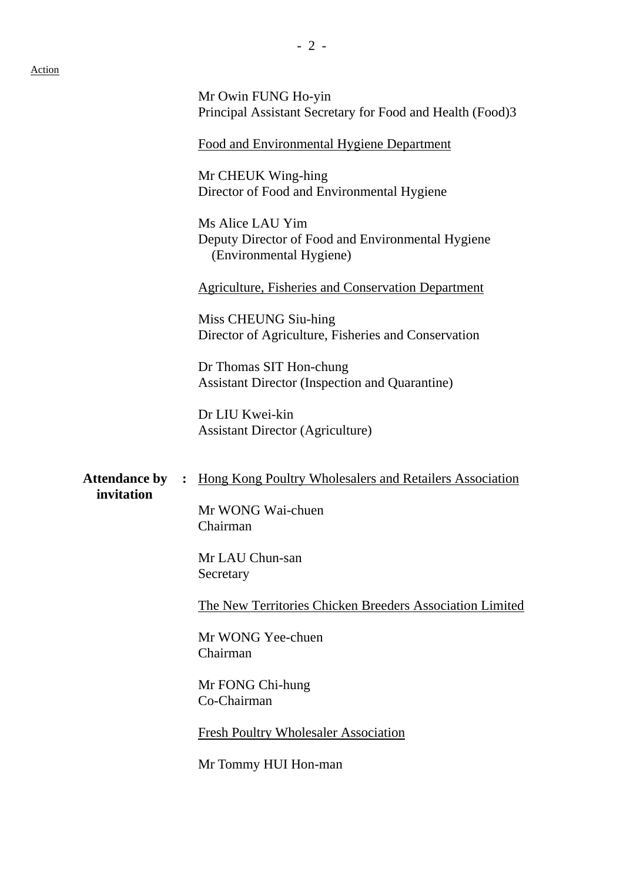Action

Mr Owin FUNG Ho-yin
Principal Assistant Secretary for Food and Health (Food)3

Food and Environmental Hygiene Department

Mr CHEUK Wing-hing
Director of Food and Environmental Hygiene

Ms Alice LAU Yim
Deputy Director of Food and Environmental Hygiene (Environmental Hygiene)

Agriculture, Fisheries and Conservation Department

Miss CHEUNG Siu-hing
Director of Agriculture, Fisheries and Conservation

Dr Thomas SIT Hon-chung
Assistant Director (Inspection and Quarantine)

Dr LIU Kwei-kin
Assistant Director (Agriculture)

**Attendance by invitation** : Hong Kong Poultry Wholesalers and Retailers Association

Mr WONG Wai-chuen
Chairman

Mr LAU Chun-san
Secretary

The New Territories Chicken Breeders Association Limited

Mr WONG Yee-chuen
Chairman

Mr FONG Chi-hung
Co-Chairman

Fresh Poultry Wholesaler Association

Mr Tommy HUI Hon-man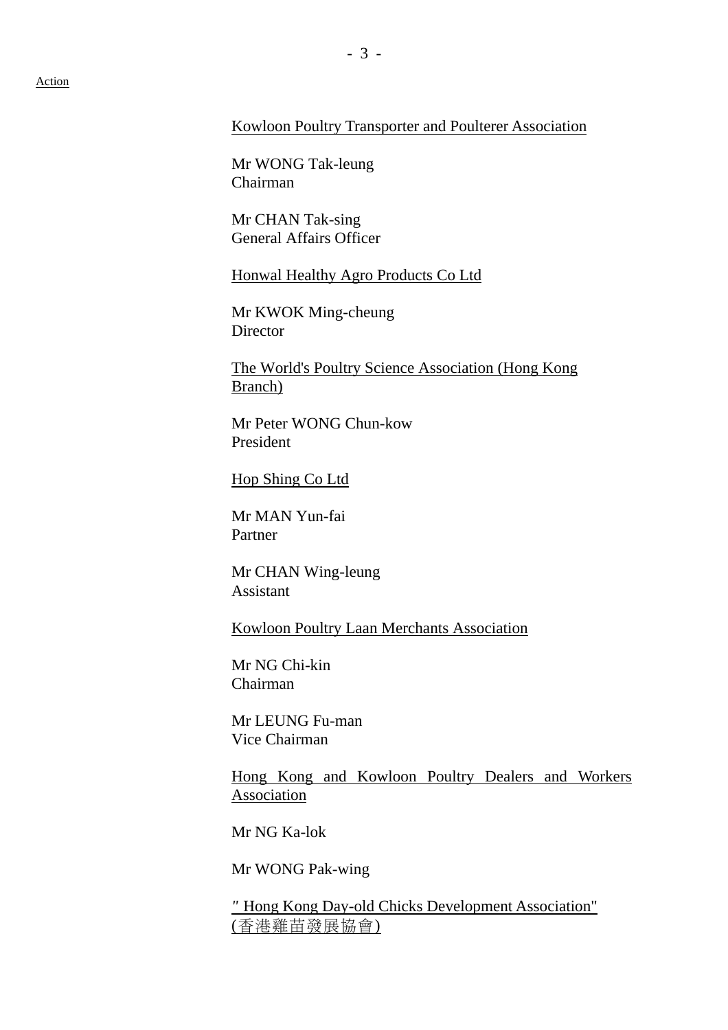Action

Kowloon Poultry Transporter and Poulterer Association

Mr WONG Tak-leung
Chairman

Mr CHAN Tak-sing
General Affairs Officer

Honwal Healthy Agro Products Co Ltd

Mr KWOK Ming-cheung
Director

The World's Poultry Science Association (Hong Kong Branch)

Mr Peter WONG Chun-kow
President

Hop Shing Co Ltd

Mr MAN Yun-fai
Partner

Mr CHAN Wing-leung
Assistant

Kowloon Poultry Laan Merchants Association

Mr NG Chi-kin
Chairman

Mr LEUNG Fu-man
Vice Chairman

Hong Kong and Kowloon Poultry Dealers and Workers Association

Mr NG Ka-lok

Mr WONG Pak-wing

" Hong Kong Day-old Chicks Development Association" (香港雞苗發展協會)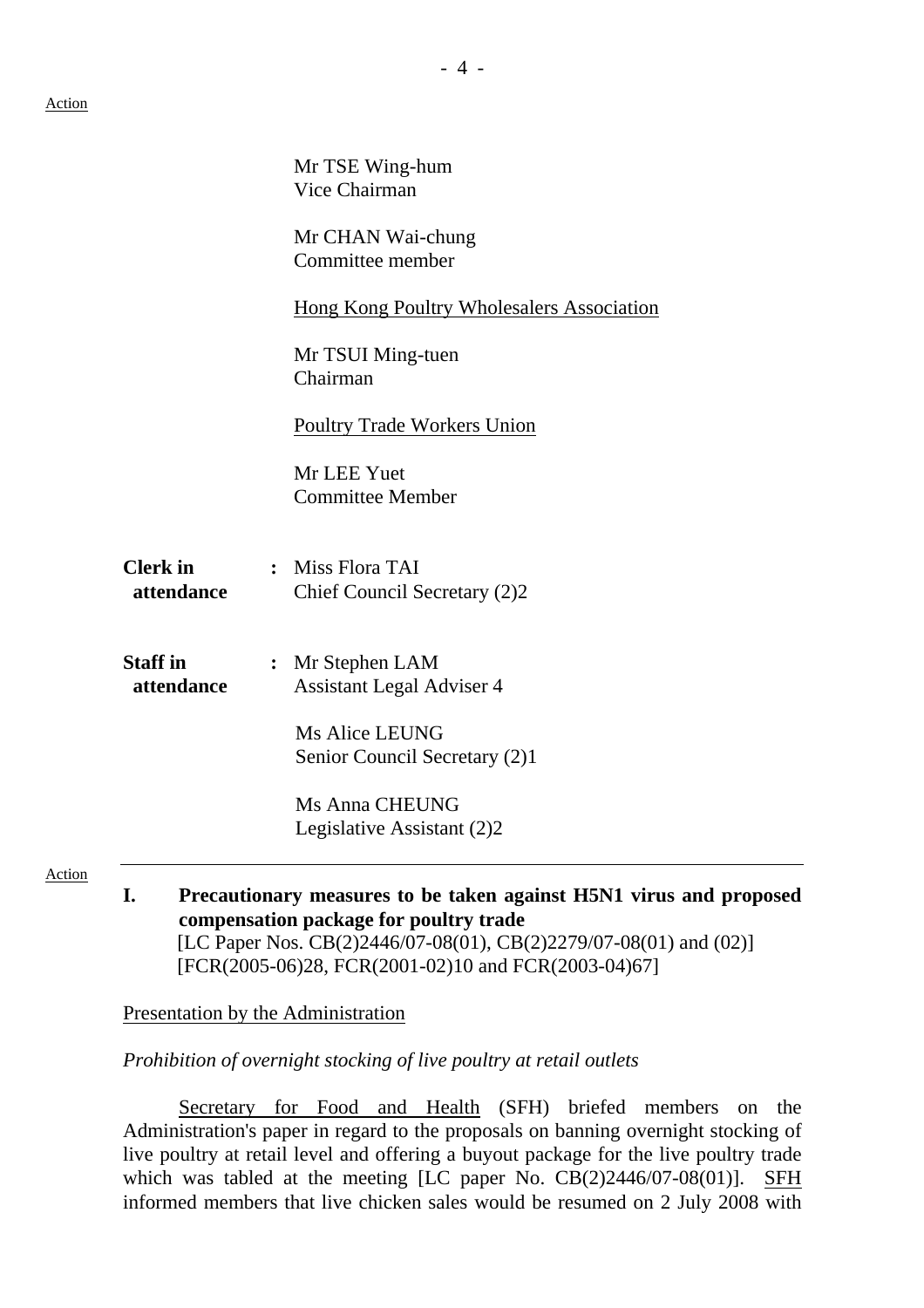Mr TSE Wing-hum
Vice Chairman

Mr CHAN Wai-chung
Committee member

Hong Kong Poultry Wholesalers Association

Mr TSUI Ming-tuen
Chairman

Poultry Trade Workers Union

Mr LEE Yuet
Committee Member

**Clerk in attendance** : Miss Flora TAI
Chief Council Secretary (2)2

**Staff in attendance** : Mr Stephen LAM
Assistant Legal Adviser 4

Ms Alice LEUNG
Senior Council Secretary (2)1

Ms Anna CHEUNG
Legislative Assistant (2)2

---

Action

**I. Precautionary measures to be taken against H5N1 virus and proposed compensation package for poultry trade**
[LC Paper Nos. CB(2)2446/07-08(01), CB(2)2279/07-08(01) and (02)]
[FCR(2005-06)28, FCR(2001-02)10 and FCR(2003-04)67]

Presentation by the Administration

*Prohibition of overnight stocking of live poultry at retail outlets*

Secretary for Food and Health (SFH) briefed members on the Administration's paper in regard to the proposals on banning overnight stocking of live poultry at retail level and offering a buyout package for the live poultry trade which was tabled at the meeting [LC paper No. CB(2)2446/07-08(01)]. SFH informed members that live chicken sales would be resumed on 2 July 2008 with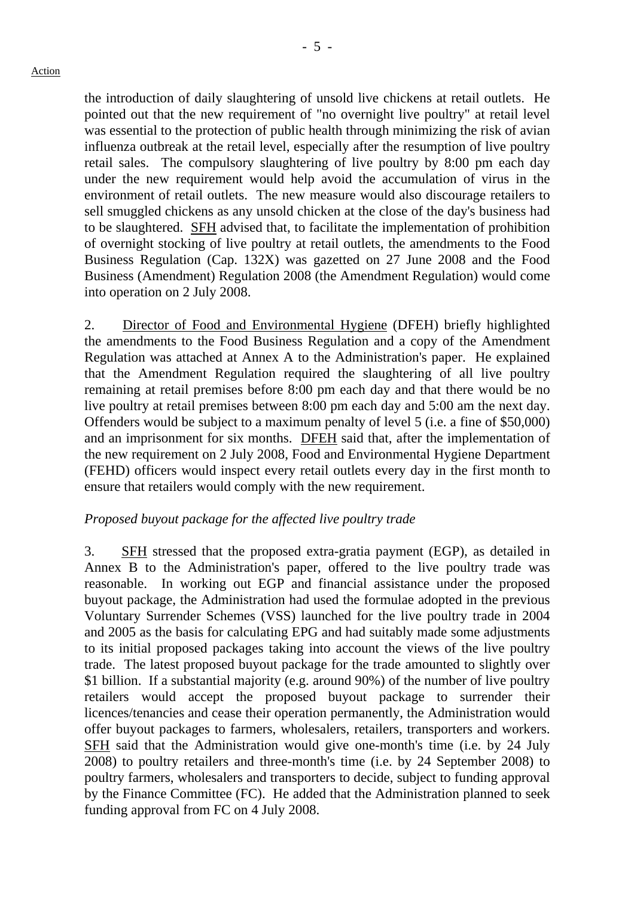Action

the introduction of daily slaughtering of unsold live chickens at retail outlets. He pointed out that the new requirement of "no overnight live poultry" at retail level was essential to the protection of public health through minimizing the risk of avian influenza outbreak at the retail level, especially after the resumption of live poultry retail sales. The compulsory slaughtering of live poultry by 8:00 pm each day under the new requirement would help avoid the accumulation of virus in the environment of retail outlets. The new measure would also discourage retailers to sell smuggled chickens as any unsold chicken at the close of the day's business had to be slaughtered. SFH advised that, to facilitate the implementation of prohibition of overnight stocking of live poultry at retail outlets, the amendments to the Food Business Regulation (Cap. 132X) was gazetted on 27 June 2008 and the Food Business (Amendment) Regulation 2008 (the Amendment Regulation) would come into operation on 2 July 2008.

2. Director of Food and Environmental Hygiene (DFEH) briefly highlighted the amendments to the Food Business Regulation and a copy of the Amendment Regulation was attached at Annex A to the Administration's paper. He explained that the Amendment Regulation required the slaughtering of all live poultry remaining at retail premises before 8:00 pm each day and that there would be no live poultry at retail premises between 8:00 pm each day and 5:00 am the next day. Offenders would be subject to a maximum penalty of level 5 (i.e. a fine of $50,000) and an imprisonment for six months. DFEH said that, after the implementation of the new requirement on 2 July 2008, Food and Environmental Hygiene Department (FEHD) officers would inspect every retail outlets every day in the first month to ensure that retailers would comply with the new requirement.

*Proposed buyout package for the affected live poultry trade*

3. SFH stressed that the proposed extra-gratia payment (EGP), as detailed in Annex B to the Administration's paper, offered to the live poultry trade was reasonable. In working out EGP and financial assistance under the proposed buyout package, the Administration had used the formulae adopted in the previous Voluntary Surrender Schemes (VSS) launched for the live poultry trade in 2004 and 2005 as the basis for calculating EPG and had suitably made some adjustments to its initial proposed packages taking into account the views of the live poultry trade. The latest proposed buyout package for the trade amounted to slightly over $1 billion. If a substantial majority (e.g. around 90%) of the number of live poultry retailers would accept the proposed buyout package to surrender their licences/tenancies and cease their operation permanently, the Administration would offer buyout packages to farmers, wholesalers, retailers, transporters and workers. SFH said that the Administration would give one-month's time (i.e. by 24 July 2008) to poultry retailers and three-month's time (i.e. by 24 September 2008) to poultry farmers, wholesalers and transporters to decide, subject to funding approval by the Finance Committee (FC). He added that the Administration planned to seek funding approval from FC on 4 July 2008.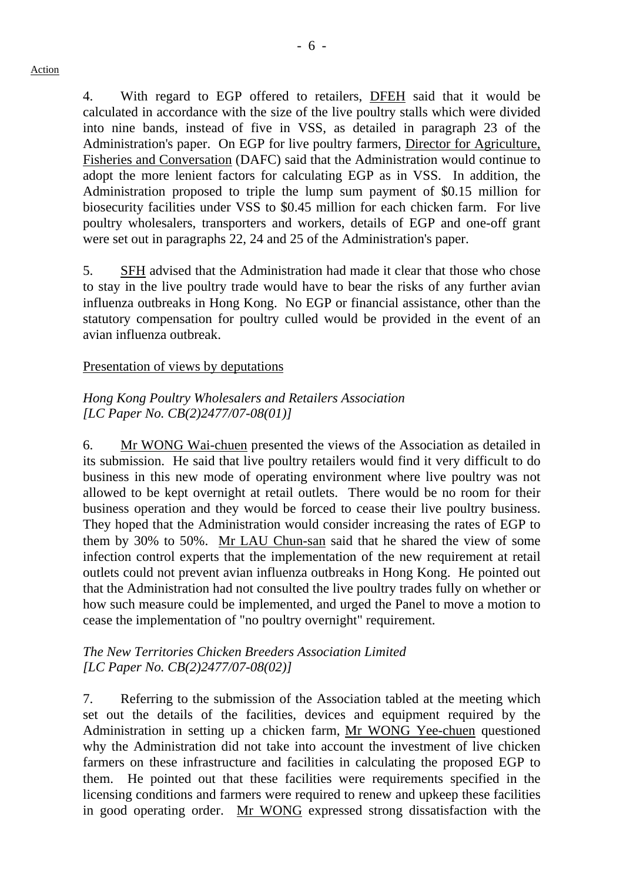Action

4. With regard to EGP offered to retailers, DFEH said that it would be calculated in accordance with the size of the live poultry stalls which were divided into nine bands, instead of five in VSS, as detailed in paragraph 23 of the Administration's paper. On EGP for live poultry farmers, Director for Agriculture, Fisheries and Conversation (DAFC) said that the Administration would continue to adopt the more lenient factors for calculating EGP as in VSS. In addition, the Administration proposed to triple the lump sum payment of $0.15 million for biosecurity facilities under VSS to $0.45 million for each chicken farm. For live poultry wholesalers, transporters and workers, details of EGP and one-off grant were set out in paragraphs 22, 24 and 25 of the Administration's paper.

5. SFH advised that the Administration had made it clear that those who chose to stay in the live poultry trade would have to bear the risks of any further avian influenza outbreaks in Hong Kong. No EGP or financial assistance, other than the statutory compensation for poultry culled would be provided in the event of an avian influenza outbreak.

Presentation of views by deputations

*Hong Kong Poultry Wholesalers and Retailers Association*
*[LC Paper No. CB(2)2477/07-08(01)]*

6. Mr WONG Wai-chuen presented the views of the Association as detailed in its submission. He said that live poultry retailers would find it very difficult to do business in this new mode of operating environment where live poultry was not allowed to be kept overnight at retail outlets. There would be no room for their business operation and they would be forced to cease their live poultry business. They hoped that the Administration would consider increasing the rates of EGP to them by 30% to 50%. Mr LAU Chun-san said that he shared the view of some infection control experts that the implementation of the new requirement at retail outlets could not prevent avian influenza outbreaks in Hong Kong. He pointed out that the Administration had not consulted the live poultry trades fully on whether or how such measure could be implemented, and urged the Panel to move a motion to cease the implementation of "no poultry overnight" requirement.

*The New Territories Chicken Breeders Association Limited*
*[LC Paper No. CB(2)2477/07-08(02)]*

7. Referring to the submission of the Association tabled at the meeting which set out the details of the facilities, devices and equipment required by the Administration in setting up a chicken farm, Mr WONG Yee-chuen questioned why the Administration did not take into account the investment of live chicken farmers on these infrastructure and facilities in calculating the proposed EGP to them. He pointed out that these facilities were requirements specified in the licensing conditions and farmers were required to renew and upkeep these facilities in good operating order. Mr WONG expressed strong dissatisfaction with the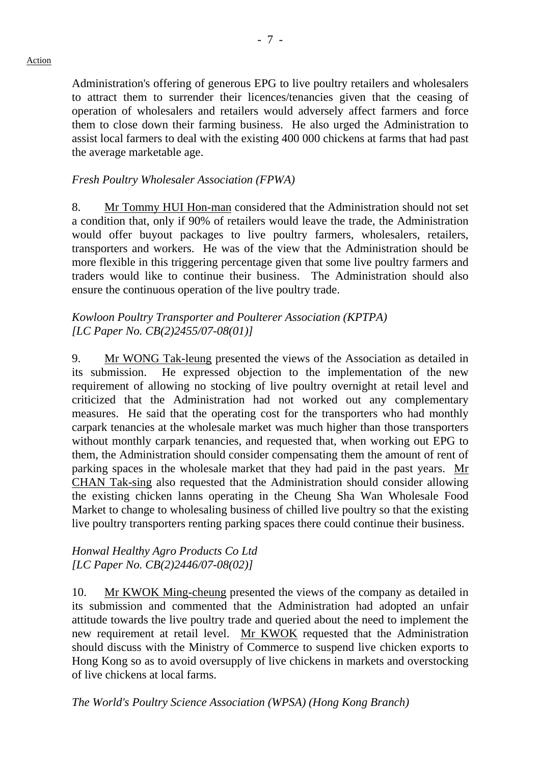Action

Administration's offering of generous EPG to live poultry retailers and wholesalers to attract them to surrender their licences/tenancies given that the ceasing of operation of wholesalers and retailers would adversely affect farmers and force them to close down their farming business. He also urged the Administration to assist local farmers to deal with the existing 400 000 chickens at farms that had past the average marketable age.

*Fresh Poultry Wholesaler Association (FPWA)*

8. Mr Tommy HUI Hon-man considered that the Administration should not set a condition that, only if 90% of retailers would leave the trade, the Administration would offer buyout packages to live poultry farmers, wholesalers, retailers, transporters and workers. He was of the view that the Administration should be more flexible in this triggering percentage given that some live poultry farmers and traders would like to continue their business. The Administration should also ensure the continuous operation of the live poultry trade.

*Kowloon Poultry Transporter and Poulterer Association (KPTPA)*
*[LC Paper No. CB(2)2455/07-08(01)]*

9. Mr WONG Tak-leung presented the views of the Association as detailed in its submission. He expressed objection to the implementation of the new requirement of allowing no stocking of live poultry overnight at retail level and criticized that the Administration had not worked out any complementary measures. He said that the operating cost for the transporters who had monthly carpark tenancies at the wholesale market was much higher than those transporters without monthly carpark tenancies, and requested that, when working out EPG to them, the Administration should consider compensating them the amount of rent of parking spaces in the wholesale market that they had paid in the past years. Mr CHAN Tak-sing also requested that the Administration should consider allowing the existing chicken lanns operating in the Cheung Sha Wan Wholesale Food Market to change to wholesaling business of chilled live poultry so that the existing live poultry transporters renting parking spaces there could continue their business.

*Honwal Healthy Agro Products Co Ltd*
*[LC Paper No. CB(2)2446/07-08(02)]*

10. Mr KWOK Ming-cheung presented the views of the company as detailed in its submission and commented that the Administration had adopted an unfair attitude towards the live poultry trade and queried about the need to implement the new requirement at retail level. Mr KWOK requested that the Administration should discuss with the Ministry of Commerce to suspend live chicken exports to Hong Kong so as to avoid oversupply of live chickens in markets and overstocking of live chickens at local farms.

*The World's Poultry Science Association (WPSA) (Hong Kong Branch)*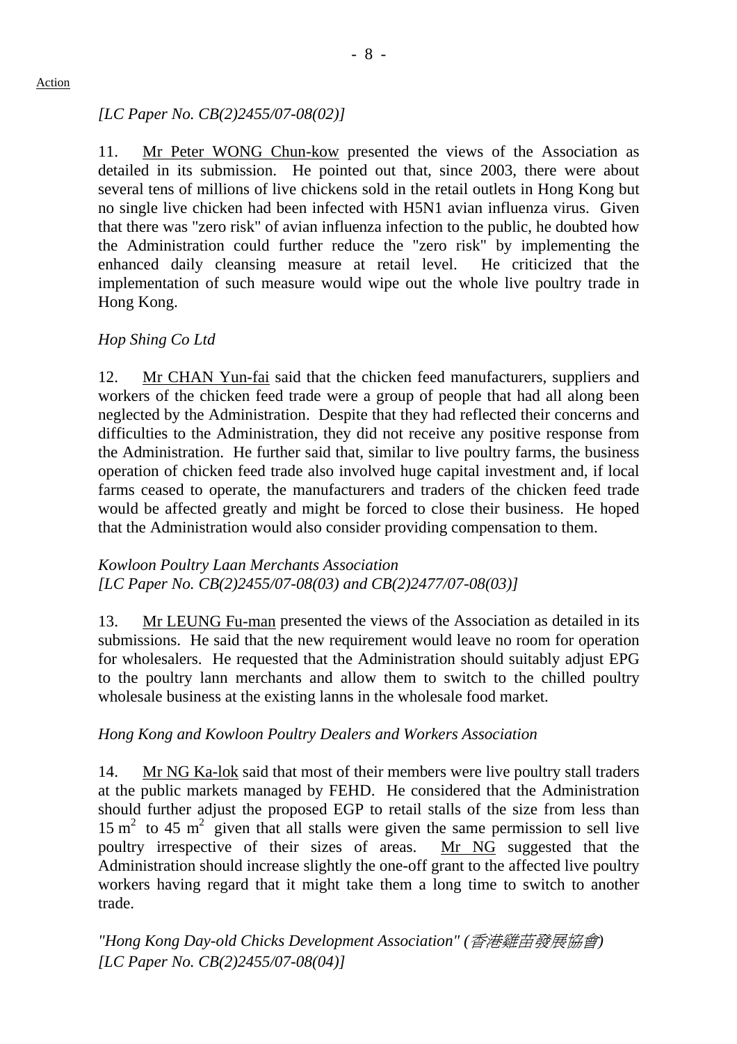Action

*[LC Paper No. CB(2)2455/07-08(02)]*

11. Mr Peter WONG Chun-kow presented the views of the Association as detailed in its submission. He pointed out that, since 2003, there were about several tens of millions of live chickens sold in the retail outlets in Hong Kong but no single live chicken had been infected with H5N1 avian influenza virus. Given that there was "zero risk" of avian influenza infection to the public, he doubted how the Administration could further reduce the "zero risk" by implementing the enhanced daily cleansing measure at retail level. He criticized that the implementation of such measure would wipe out the whole live poultry trade in Hong Kong.

*Hop Shing Co Ltd*

12. Mr CHAN Yun-fai said that the chicken feed manufacturers, suppliers and workers of the chicken feed trade were a group of people that had all along been neglected by the Administration. Despite that they had reflected their concerns and difficulties to the Administration, they did not receive any positive response from the Administration. He further said that, similar to live poultry farms, the business operation of chicken feed trade also involved huge capital investment and, if local farms ceased to operate, the manufacturers and traders of the chicken feed trade would be affected greatly and might be forced to close their business. He hoped that the Administration would also consider providing compensation to them.

*Kowloon Poultry Laan Merchants Association*
*[LC Paper No. CB(2)2455/07-08(03) and CB(2)2477/07-08(03)]*

13. Mr LEUNG Fu-man presented the views of the Association as detailed in its submissions. He said that the new requirement would leave no room for operation for wholesalers. He requested that the Administration should suitably adjust EPG to the poultry lann merchants and allow them to switch to the chilled poultry wholesale business at the existing lanns in the wholesale food market.

*Hong Kong and Kowloon Poultry Dealers and Workers Association*

14. Mr NG Ka-lok said that most of their members were live poultry stall traders at the public markets managed by FEHD. He considered that the Administration should further adjust the proposed EGP to retail stalls of the size from less than 15 $m^2$ to 45 $m^2$ given that all stalls were given the same permission to sell live poultry irrespective of their sizes of areas. Mr NG suggested that the Administration should increase slightly the one-off grant to the affected live poultry workers having regard that it might take them a long time to switch to another trade.

*"Hong Kong Day-old Chicks Development Association" (香港雞苗發展協會)*
*[LC Paper No. CB(2)2455/07-08(04)]*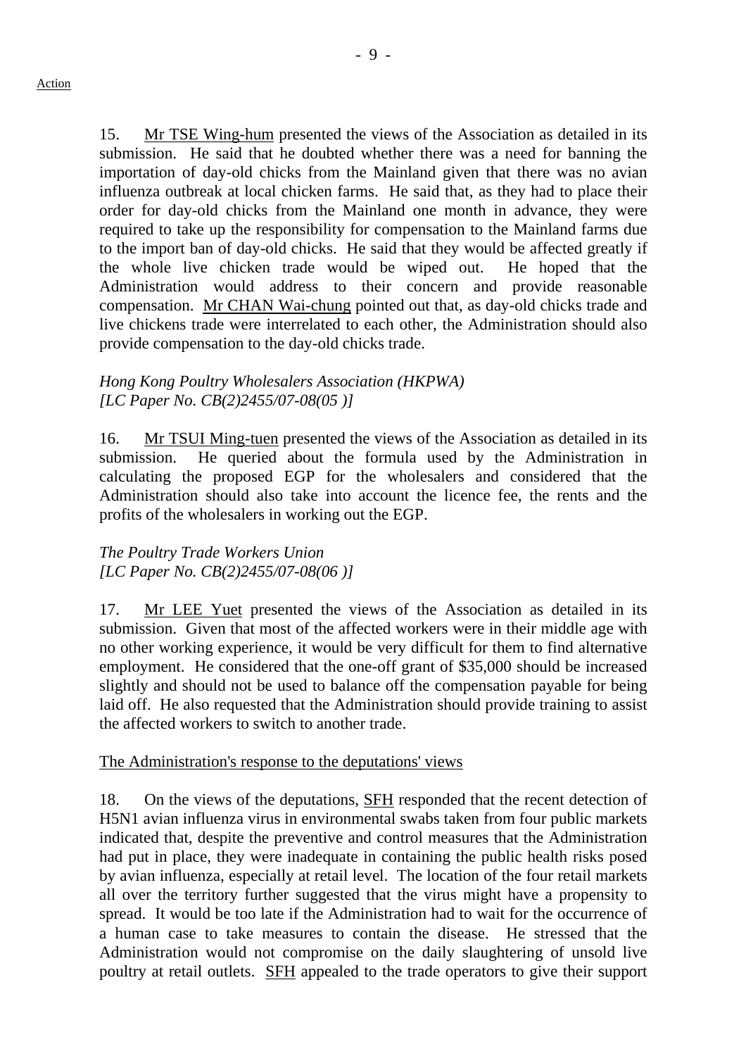Action

15. Mr TSE Wing-hum presented the views of the Association as detailed in its submission. He said that he doubted whether there was a need for banning the importation of day-old chicks from the Mainland given that there was no avian influenza outbreak at local chicken farms. He said that, as they had to place their order for day-old chicks from the Mainland one month in advance, they were required to take up the responsibility for compensation to the Mainland farms due to the import ban of day-old chicks. He said that they would be affected greatly if the whole live chicken trade would be wiped out. He hoped that the Administration would address to their concern and provide reasonable compensation. Mr CHAN Wai-chung pointed out that, as day-old chicks trade and live chickens trade were interrelated to each other, the Administration should also provide compensation to the day-old chicks trade.

*Hong Kong Poultry Wholesalers Association (HKPWA)*
*[LC Paper No. CB(2)2455/07-08(05 )]*

16. Mr TSUI Ming-tuen presented the views of the Association as detailed in its submission. He queried about the formula used by the Administration in calculating the proposed EGP for the wholesalers and considered that the Administration should also take into account the licence fee, the rents and the profits of the wholesalers in working out the EGP.

*The Poultry Trade Workers Union*
*[LC Paper No. CB(2)2455/07-08(06 )]*

17. Mr LEE Yuet presented the views of the Association as detailed in its submission. Given that most of the affected workers were in their middle age with no other working experience, it would be very difficult for them to find alternative employment. He considered that the one-off grant of $35,000 should be increased slightly and should not be used to balance off the compensation payable for being laid off. He also requested that the Administration should provide training to assist the affected workers to switch to another trade.

The Administration's response to the deputations' views

18. On the views of the deputations, SFH responded that the recent detection of H5N1 avian influenza virus in environmental swabs taken from four public markets indicated that, despite the preventive and control measures that the Administration had put in place, they were inadequate in containing the public health risks posed by avian influenza, especially at retail level. The location of the four retail markets all over the territory further suggested that the virus might have a propensity to spread. It would be too late if the Administration had to wait for the occurrence of a human case to take measures to contain the disease. He stressed that the Administration would not compromise on the daily slaughtering of unsold live poultry at retail outlets. SFH appealed to the trade operators to give their support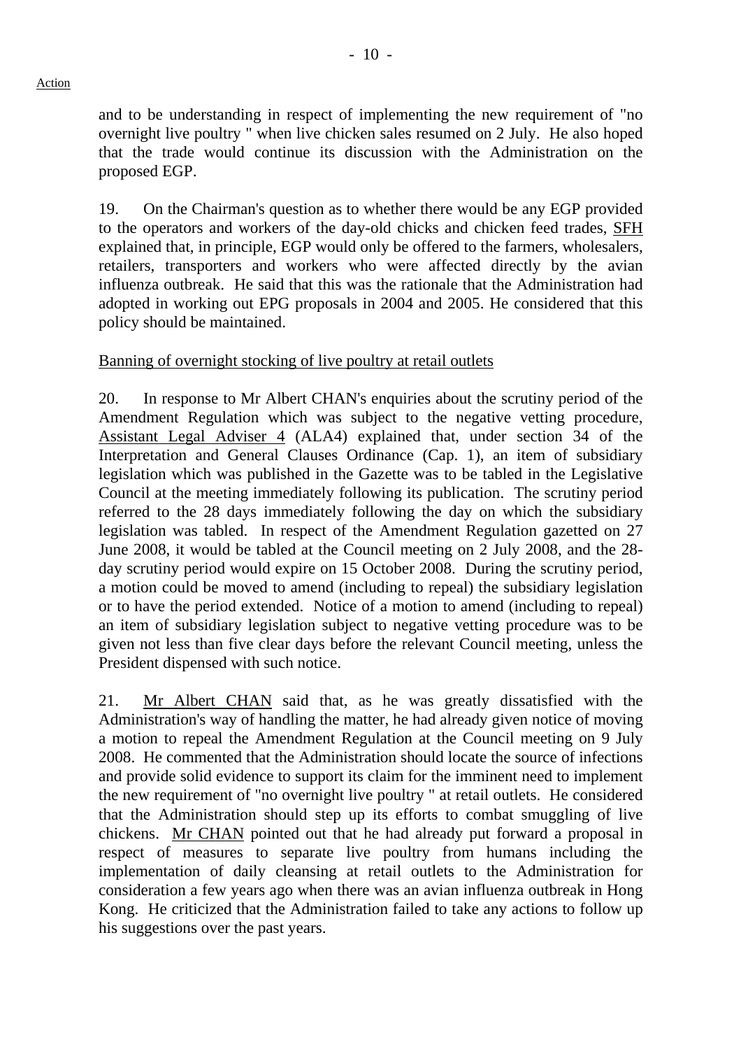and to be understanding in respect of implementing the new requirement of "no overnight live poultry " when live chicken sales resumed on 2 July. He also hoped that the trade would continue its discussion with the Administration on the proposed EGP.

19. On the Chairman's question as to whether there would be any EGP provided to the operators and workers of the day-old chicks and chicken feed trades, SFH explained that, in principle, EGP would only be offered to the farmers, wholesalers, retailers, transporters and workers who were affected directly by the avian influenza outbreak. He said that this was the rationale that the Administration had adopted in working out EPG proposals in 2004 and 2005. He considered that this policy should be maintained.

Banning of overnight stocking of live poultry at retail outlets

20. In response to Mr Albert CHAN's enquiries about the scrutiny period of the Amendment Regulation which was subject to the negative vetting procedure, Assistant Legal Adviser 4 (ALA4) explained that, under section 34 of the Interpretation and General Clauses Ordinance (Cap. 1), an item of subsidiary legislation which was published in the Gazette was to be tabled in the Legislative Council at the meeting immediately following its publication. The scrutiny period referred to the 28 days immediately following the day on which the subsidiary legislation was tabled. In respect of the Amendment Regulation gazetted on 27 June 2008, it would be tabled at the Council meeting on 2 July 2008, and the 28-day scrutiny period would expire on 15 October 2008. During the scrutiny period, a motion could be moved to amend (including to repeal) the subsidiary legislation or to have the period extended. Notice of a motion to amend (including to repeal) an item of subsidiary legislation subject to negative vetting procedure was to be given not less than five clear days before the relevant Council meeting, unless the President dispensed with such notice.

21. Mr Albert CHAN said that, as he was greatly dissatisfied with the Administration's way of handling the matter, he had already given notice of moving a motion to repeal the Amendment Regulation at the Council meeting on 9 July 2008. He commented that the Administration should locate the source of infections and provide solid evidence to support its claim for the imminent need to implement the new requirement of "no overnight live poultry " at retail outlets. He considered that the Administration should step up its efforts to combat smuggling of live chickens. Mr CHAN pointed out that he had already put forward a proposal in respect of measures to separate live poultry from humans including the implementation of daily cleansing at retail outlets to the Administration for consideration a few years ago when there was an avian influenza outbreak in Hong Kong. He criticized that the Administration failed to take any actions to follow up his suggestions over the past years.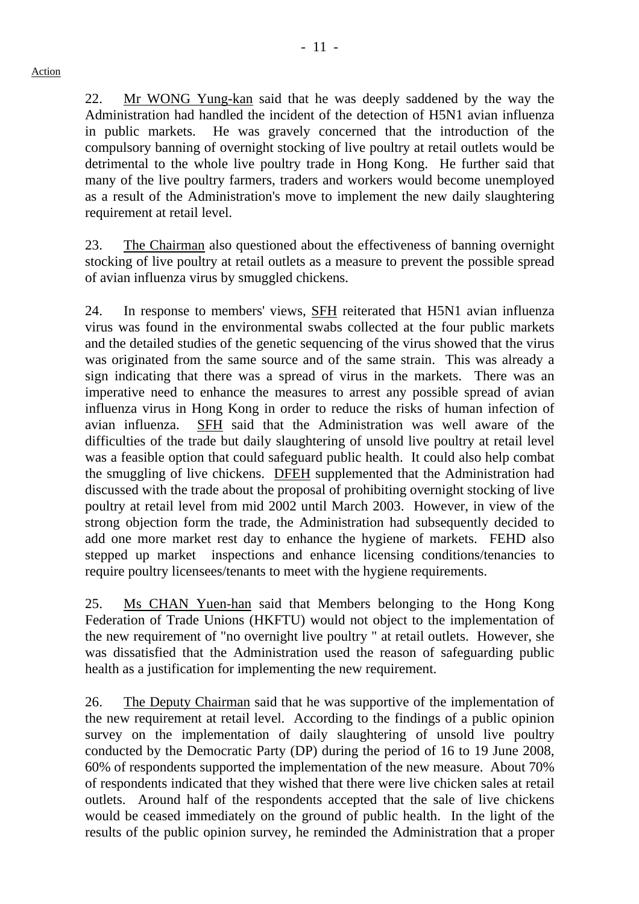Action

22. Mr WONG Yung-kan said that he was deeply saddened by the way the Administration had handled the incident of the detection of H5N1 avian influenza in public markets. He was gravely concerned that the introduction of the compulsory banning of overnight stocking of live poultry at retail outlets would be detrimental to the whole live poultry trade in Hong Kong. He further said that many of the live poultry farmers, traders and workers would become unemployed as a result of the Administration's move to implement the new daily slaughtering requirement at retail level.

23. The Chairman also questioned about the effectiveness of banning overnight stocking of live poultry at retail outlets as a measure to prevent the possible spread of avian influenza virus by smuggled chickens.

24. In response to members' views, SFH reiterated that H5N1 avian influenza virus was found in the environmental swabs collected at the four public markets and the detailed studies of the genetic sequencing of the virus showed that the virus was originated from the same source and of the same strain. This was already a sign indicating that there was a spread of virus in the markets. There was an imperative need to enhance the measures to arrest any possible spread of avian influenza virus in Hong Kong in order to reduce the risks of human infection of avian influenza. SFH said that the Administration was well aware of the difficulties of the trade but daily slaughtering of unsold live poultry at retail level was a feasible option that could safeguard public health. It could also help combat the smuggling of live chickens. DFEH supplemented that the Administration had discussed with the trade about the proposal of prohibiting overnight stocking of live poultry at retail level from mid 2002 until March 2003. However, in view of the strong objection form the trade, the Administration had subsequently decided to add one more market rest day to enhance the hygiene of markets. FEHD also stepped up market inspections and enhance licensing conditions/tenancies to require poultry licensees/tenants to meet with the hygiene requirements.

25. Ms CHAN Yuen-han said that Members belonging to the Hong Kong Federation of Trade Unions (HKFTU) would not object to the implementation of the new requirement of "no overnight live poultry " at retail outlets. However, she was dissatisfied that the Administration used the reason of safeguarding public health as a justification for implementing the new requirement.

26. The Deputy Chairman said that he was supportive of the implementation of the new requirement at retail level. According to the findings of a public opinion survey on the implementation of daily slaughtering of unsold live poultry conducted by the Democratic Party (DP) during the period of 16 to 19 June 2008, 60% of respondents supported the implementation of the new measure. About 70% of respondents indicated that they wished that there were live chicken sales at retail outlets. Around half of the respondents accepted that the sale of live chickens would be ceased immediately on the ground of public health. In the light of the results of the public opinion survey, he reminded the Administration that a proper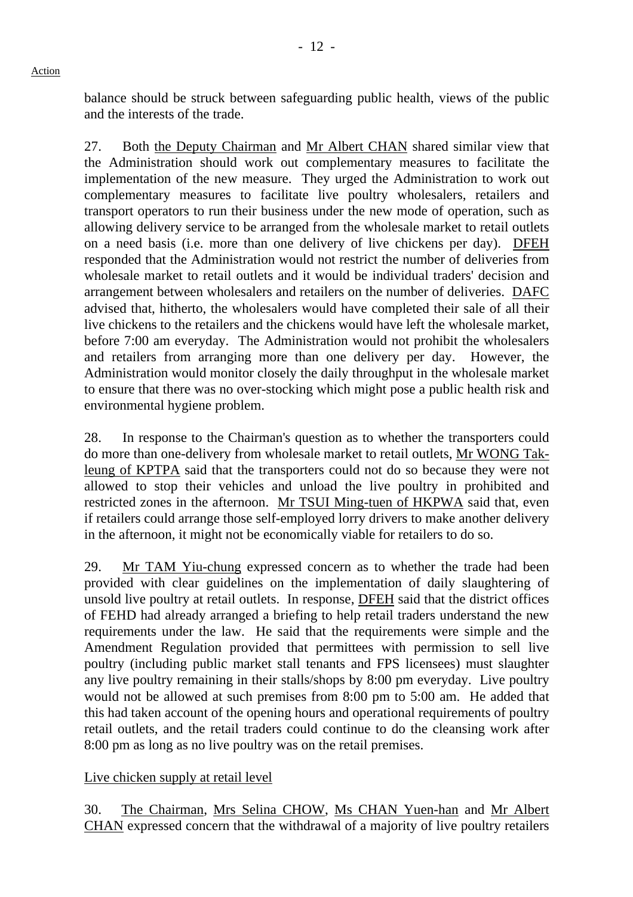Action

balance should be struck between safeguarding public health, views of the public and the interests of the trade.

27. Both the Deputy Chairman and Mr Albert CHAN shared similar view that the Administration should work out complementary measures to facilitate the implementation of the new measure. They urged the Administration to work out complementary measures to facilitate live poultry wholesalers, retailers and transport operators to run their business under the new mode of operation, such as allowing delivery service to be arranged from the wholesale market to retail outlets on a need basis (i.e. more than one delivery of live chickens per day). DFEH responded that the Administration would not restrict the number of deliveries from wholesale market to retail outlets and it would be individual traders' decision and arrangement between wholesalers and retailers on the number of deliveries. DAFC advised that, hitherto, the wholesalers would have completed their sale of all their live chickens to the retailers and the chickens would have left the wholesale market, before 7:00 am everyday. The Administration would not prohibit the wholesalers and retailers from arranging more than one delivery per day. However, the Administration would monitor closely the daily throughput in the wholesale market to ensure that there was no over-stocking which might pose a public health risk and environmental hygiene problem.

28. In response to the Chairman's question as to whether the transporters could do more than one-delivery from wholesale market to retail outlets, Mr WONG Tak-leung of KPTPA said that the transporters could not do so because they were not allowed to stop their vehicles and unload the live poultry in prohibited and restricted zones in the afternoon. Mr TSUI Ming-tuen of HKPWA said that, even if retailers could arrange those self-employed lorry drivers to make another delivery in the afternoon, it might not be economically viable for retailers to do so.

29. Mr TAM Yiu-chung expressed concern as to whether the trade had been provided with clear guidelines on the implementation of daily slaughtering of unsold live poultry at retail outlets. In response, DFEH said that the district offices of FEHD had already arranged a briefing to help retail traders understand the new requirements under the law. He said that the requirements were simple and the Amendment Regulation provided that permittees with permission to sell live poultry (including public market stall tenants and FPS licensees) must slaughter any live poultry remaining in their stalls/shops by 8:00 pm everyday. Live poultry would not be allowed at such premises from 8:00 pm to 5:00 am. He added that this had taken account of the opening hours and operational requirements of poultry retail outlets, and the retail traders could continue to do the cleansing work after 8:00 pm as long as no live poultry was on the retail premises.

Live chicken supply at retail level

30. The Chairman, Mrs Selina CHOW, Ms CHAN Yuen-han and Mr Albert CHAN expressed concern that the withdrawal of a majority of live poultry retailers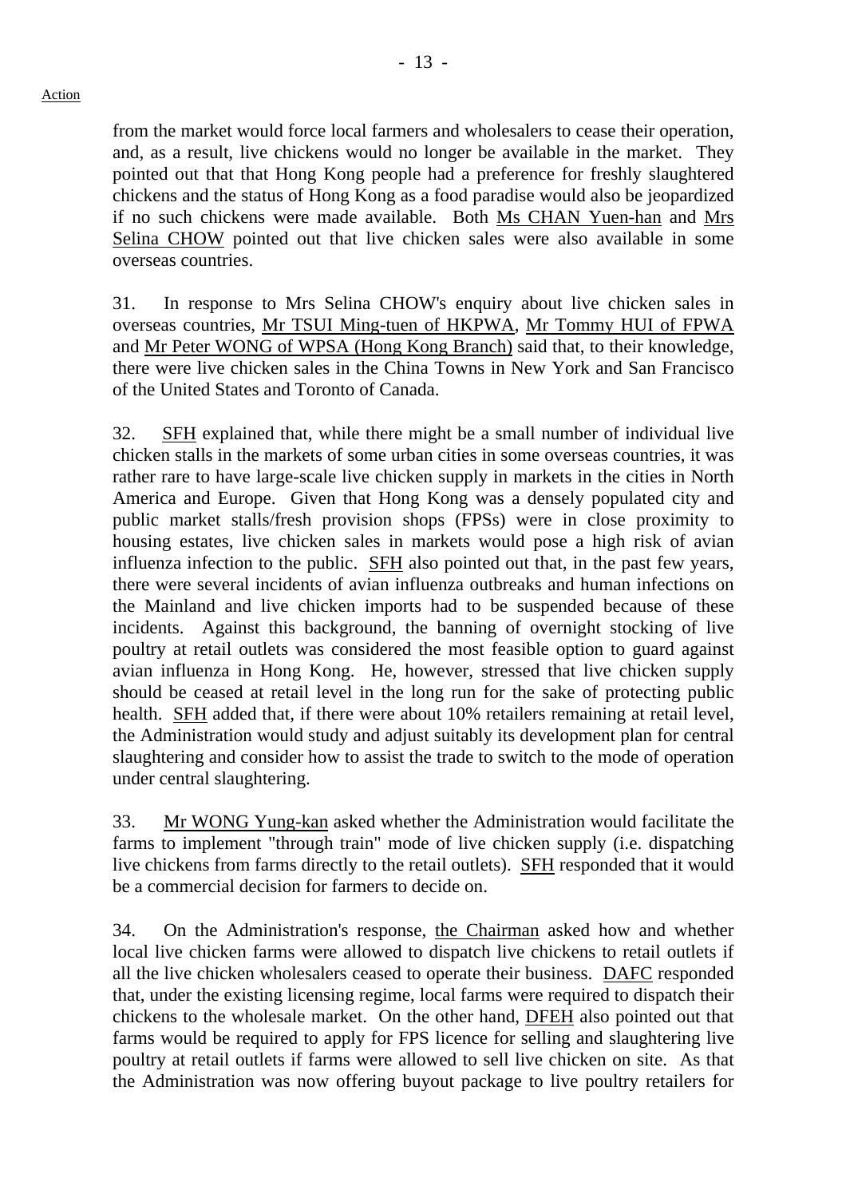from the market would force local farmers and wholesalers to cease their operation, and, as a result, live chickens would no longer be available in the market. They pointed out that that Hong Kong people had a preference for freshly slaughtered chickens and the status of Hong Kong as a food paradise would also be jeopardized if no such chickens were made available. Both Ms CHAN Yuen-han and Mrs Selina CHOW pointed out that live chicken sales were also available in some overseas countries.

31. In response to Mrs Selina CHOW's enquiry about live chicken sales in overseas countries, Mr TSUI Ming-tuen of HKPWA, Mr Tommy HUI of FPWA and Mr Peter WONG of WPSA (Hong Kong Branch) said that, to their knowledge, there were live chicken sales in the China Towns in New York and San Francisco of the United States and Toronto of Canada.

32. SFH explained that, while there might be a small number of individual live chicken stalls in the markets of some urban cities in some overseas countries, it was rather rare to have large-scale live chicken supply in markets in the cities in North America and Europe. Given that Hong Kong was a densely populated city and public market stalls/fresh provision shops (FPSs) were in close proximity to housing estates, live chicken sales in markets would pose a high risk of avian influenza infection to the public. SFH also pointed out that, in the past few years, there were several incidents of avian influenza outbreaks and human infections on the Mainland and live chicken imports had to be suspended because of these incidents. Against this background, the banning of overnight stocking of live poultry at retail outlets was considered the most feasible option to guard against avian influenza in Hong Kong. He, however, stressed that live chicken supply should be ceased at retail level in the long run for the sake of protecting public health. SFH added that, if there were about 10% retailers remaining at retail level, the Administration would study and adjust suitably its development plan for central slaughtering and consider how to assist the trade to switch to the mode of operation under central slaughtering.

33. Mr WONG Yung-kan asked whether the Administration would facilitate the farms to implement "through train" mode of live chicken supply (i.e. dispatching live chickens from farms directly to the retail outlets). SFH responded that it would be a commercial decision for farmers to decide on.

34. On the Administration's response, the Chairman asked how and whether local live chicken farms were allowed to dispatch live chickens to retail outlets if all the live chicken wholesalers ceased to operate their business. DAFC responded that, under the existing licensing regime, local farms were required to dispatch their chickens to the wholesale market. On the other hand, DFEH also pointed out that farms would be required to apply for FPS licence for selling and slaughtering live poultry at retail outlets if farms were allowed to sell live chicken on site. As that the Administration was now offering buyout package to live poultry retailers for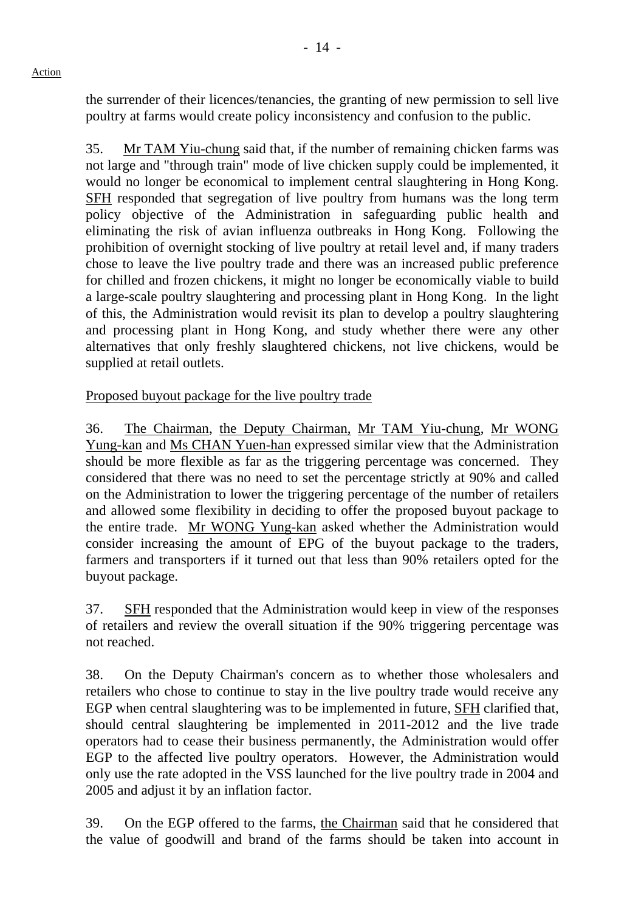the surrender of their licences/tenancies, the granting of new permission to sell live poultry at farms would create policy inconsistency and confusion to the public.

35. Mr TAM Yiu-chung said that, if the number of remaining chicken farms was not large and "through train" mode of live chicken supply could be implemented, it would no longer be economical to implement central slaughtering in Hong Kong. SFH responded that segregation of live poultry from humans was the long term policy objective of the Administration in safeguarding public health and eliminating the risk of avian influenza outbreaks in Hong Kong. Following the prohibition of overnight stocking of live poultry at retail level and, if many traders chose to leave the live poultry trade and there was an increased public preference for chilled and frozen chickens, it might no longer be economically viable to build a large-scale poultry slaughtering and processing plant in Hong Kong. In the light of this, the Administration would revisit its plan to develop a poultry slaughtering and processing plant in Hong Kong, and study whether there were any other alternatives that only freshly slaughtered chickens, not live chickens, would be supplied at retail outlets.

Proposed buyout package for the live poultry trade

36. The Chairman, the Deputy Chairman, Mr TAM Yiu-chung, Mr WONG Yung-kan and Ms CHAN Yuen-han expressed similar view that the Administration should be more flexible as far as the triggering percentage was concerned. They considered that there was no need to set the percentage strictly at 90% and called on the Administration to lower the triggering percentage of the number of retailers and allowed some flexibility in deciding to offer the proposed buyout package to the entire trade. Mr WONG Yung-kan asked whether the Administration would consider increasing the amount of EPG of the buyout package to the traders, farmers and transporters if it turned out that less than 90% retailers opted for the buyout package.

37. SFH responded that the Administration would keep in view of the responses of retailers and review the overall situation if the 90% triggering percentage was not reached.

38. On the Deputy Chairman's concern as to whether those wholesalers and retailers who chose to continue to stay in the live poultry trade would receive any EGP when central slaughtering was to be implemented in future, SFH clarified that, should central slaughtering be implemented in 2011-2012 and the live trade operators had to cease their business permanently, the Administration would offer EGP to the affected live poultry operators. However, the Administration would only use the rate adopted in the VSS launched for the live poultry trade in 2004 and 2005 and adjust it by an inflation factor.

39. On the EGP offered to the farms, the Chairman said that he considered that the value of goodwill and brand of the farms should be taken into account in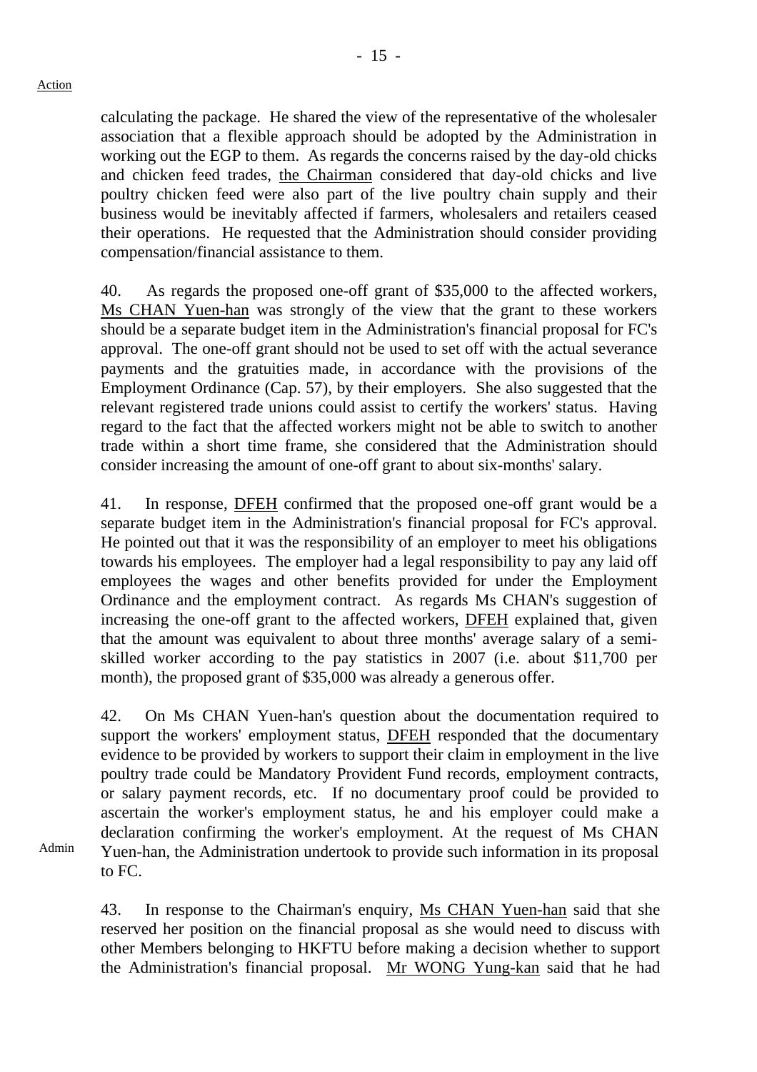calculating the package. He shared the view of the representative of the wholesaler association that a flexible approach should be adopted by the Administration in working out the EGP to them. As regards the concerns raised by the day-old chicks and chicken feed trades, the Chairman considered that day-old chicks and live poultry chicken feed were also part of the live poultry chain supply and their business would be inevitably affected if farmers, wholesalers and retailers ceased their operations. He requested that the Administration should consider providing compensation/financial assistance to them.

40. As regards the proposed one-off grant of $35,000 to the affected workers, Ms CHAN Yuen-han was strongly of the view that the grant to these workers should be a separate budget item in the Administration's financial proposal for FC's approval. The one-off grant should not be used to set off with the actual severance payments and the gratuities made, in accordance with the provisions of the Employment Ordinance (Cap. 57), by their employers. She also suggested that the relevant registered trade unions could assist to certify the workers' status. Having regard to the fact that the affected workers might not be able to switch to another trade within a short time frame, she considered that the Administration should consider increasing the amount of one-off grant to about six-months' salary.

41. In response, DFEH confirmed that the proposed one-off grant would be a separate budget item in the Administration's financial proposal for FC's approval. He pointed out that it was the responsibility of an employer to meet his obligations towards his employees. The employer had a legal responsibility to pay any laid off employees the wages and other benefits provided for under the Employment Ordinance and the employment contract. As regards Ms CHAN's suggestion of increasing the one-off grant to the affected workers, DFEH explained that, given that the amount was equivalent to about three months' average salary of a semi-skilled worker according to the pay statistics in 2007 (i.e. about $11,700 per month), the proposed grant of $35,000 was already a generous offer.

42. On Ms CHAN Yuen-han's question about the documentation required to support the workers' employment status, DFEH responded that the documentary evidence to be provided by workers to support their claim in employment in the live poultry trade could be Mandatory Provident Fund records, employment contracts, or salary payment records, etc. If no documentary proof could be provided to ascertain the worker's employment status, he and his employer could make a declaration confirming the worker's employment. At the request of Ms CHAN Yuen-han, the Administration undertook to provide such information in its proposal to FC. *(Action: Admin)*

43. In response to the Chairman's enquiry, Ms CHAN Yuen-han said that she reserved her position on the financial proposal as she would need to discuss with other Members belonging to HKFTU before making a decision whether to support the Administration's financial proposal. Mr WONG Yung-kan said that he had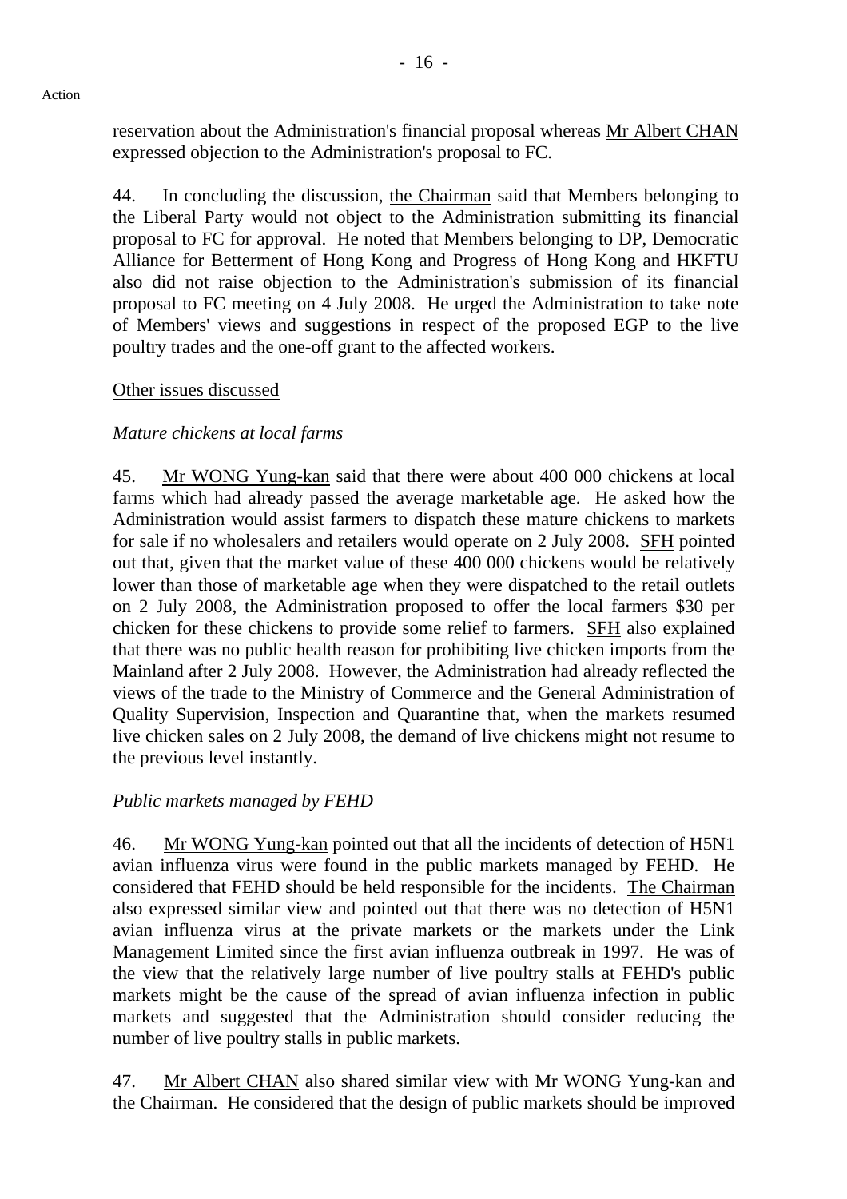reservation about the Administration's financial proposal whereas Mr Albert CHAN expressed objection to the Administration's proposal to FC.

44. In concluding the discussion, the Chairman said that Members belonging to the Liberal Party would not object to the Administration submitting its financial proposal to FC for approval. He noted that Members belonging to DP, Democratic Alliance for Betterment of Hong Kong and Progress of Hong Kong and HKFTU also did not raise objection to the Administration's submission of its financial proposal to FC meeting on 4 July 2008. He urged the Administration to take note of Members' views and suggestions in respect of the proposed EGP to the live poultry trades and the one-off grant to the affected workers.

Other issues discussed

*Mature chickens at local farms*

45. Mr WONG Yung-kan said that there were about 400 000 chickens at local farms which had already passed the average marketable age. He asked how the Administration would assist farmers to dispatch these mature chickens to markets for sale if no wholesalers and retailers would operate on 2 July 2008. SFH pointed out that, given that the market value of these 400 000 chickens would be relatively lower than those of marketable age when they were dispatched to the retail outlets on 2 July 2008, the Administration proposed to offer the local farmers $30 per chicken for these chickens to provide some relief to farmers. SFH also explained that there was no public health reason for prohibiting live chicken imports from the Mainland after 2 July 2008. However, the Administration had already reflected the views of the trade to the Ministry of Commerce and the General Administration of Quality Supervision, Inspection and Quarantine that, when the markets resumed live chicken sales on 2 July 2008, the demand of live chickens might not resume to the previous level instantly.

*Public markets managed by FEHD*

46. Mr WONG Yung-kan pointed out that all the incidents of detection of H5N1 avian influenza virus were found in the public markets managed by FEHD. He considered that FEHD should be held responsible for the incidents. The Chairman also expressed similar view and pointed out that there was no detection of H5N1 avian influenza virus at the private markets or the markets under the Link Management Limited since the first avian influenza outbreak in 1997. He was of the view that the relatively large number of live poultry stalls at FEHD's public markets might be the cause of the spread of avian influenza infection in public markets and suggested that the Administration should consider reducing the number of live poultry stalls in public markets.

47. Mr Albert CHAN also shared similar view with Mr WONG Yung-kan and the Chairman. He considered that the design of public markets should be improved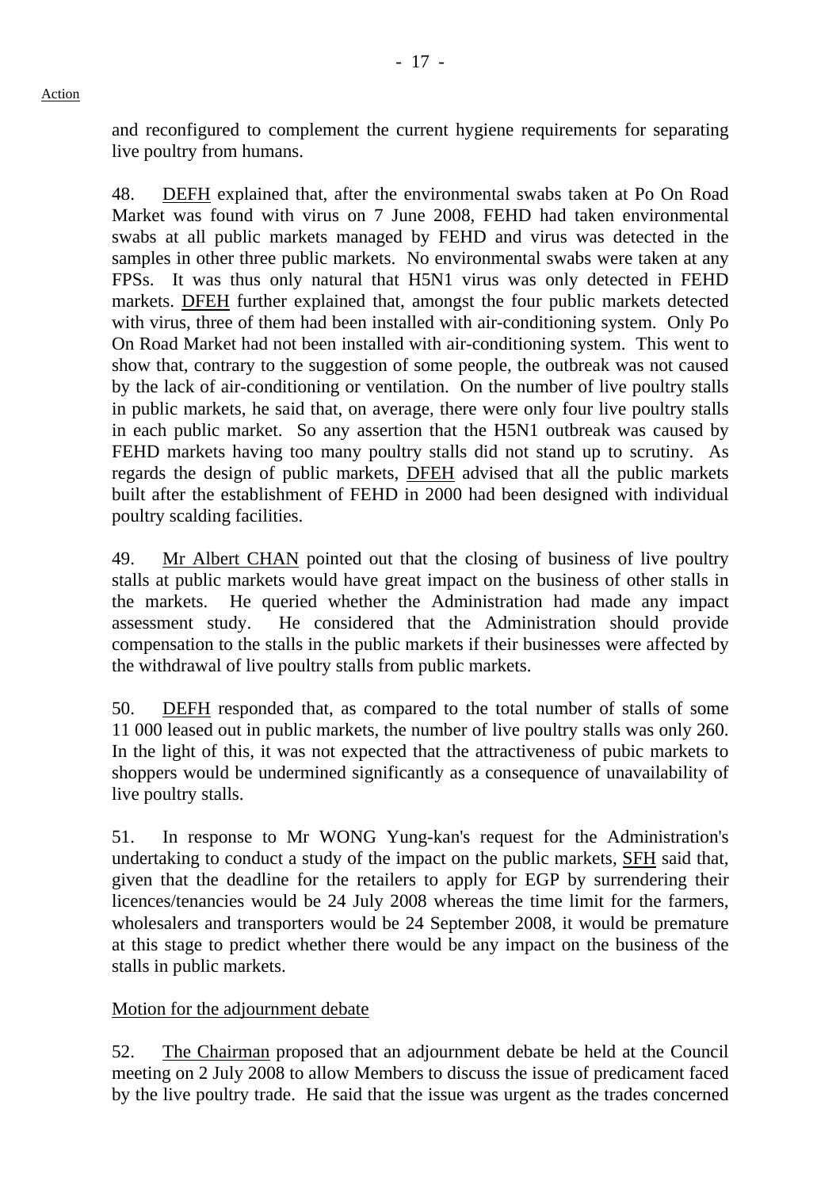and reconfigured to complement the current hygiene requirements for separating live poultry from humans.

48. DEFH explained that, after the environmental swabs taken at Po On Road Market was found with virus on 7 June 2008, FEHD had taken environmental swabs at all public markets managed by FEHD and virus was detected in the samples in other three public markets. No environmental swabs were taken at any FPSs. It was thus only natural that H5N1 virus was only detected in FEHD markets. DFEH further explained that, amongst the four public markets detected with virus, three of them had been installed with air-conditioning system. Only Po On Road Market had not been installed with air-conditioning system. This went to show that, contrary to the suggestion of some people, the outbreak was not caused by the lack of air-conditioning or ventilation. On the number of live poultry stalls in public markets, he said that, on average, there were only four live poultry stalls in each public market. So any assertion that the H5N1 outbreak was caused by FEHD markets having too many poultry stalls did not stand up to scrutiny. As regards the design of public markets, DFEH advised that all the public markets built after the establishment of FEHD in 2000 had been designed with individual poultry scalding facilities.

49. Mr Albert CHAN pointed out that the closing of business of live poultry stalls at public markets would have great impact on the business of other stalls in the markets. He queried whether the Administration had made any impact assessment study. He considered that the Administration should provide compensation to the stalls in the public markets if their businesses were affected by the withdrawal of live poultry stalls from public markets.

50. DEFH responded that, as compared to the total number of stalls of some 11 000 leased out in public markets, the number of live poultry stalls was only 260. In the light of this, it was not expected that the attractiveness of pubic markets to shoppers would be undermined significantly as a consequence of unavailability of live poultry stalls.

51. In response to Mr WONG Yung-kan's request for the Administration's undertaking to conduct a study of the impact on the public markets, SFH said that, given that the deadline for the retailers to apply for EGP by surrendering their licences/tenancies would be 24 July 2008 whereas the time limit for the farmers, wholesalers and transporters would be 24 September 2008, it would be premature at this stage to predict whether there would be any impact on the business of the stalls in public markets.

Motion for the adjournment debate

52. The Chairman proposed that an adjournment debate be held at the Council meeting on 2 July 2008 to allow Members to discuss the issue of predicament faced by the live poultry trade. He said that the issue was urgent as the trades concerned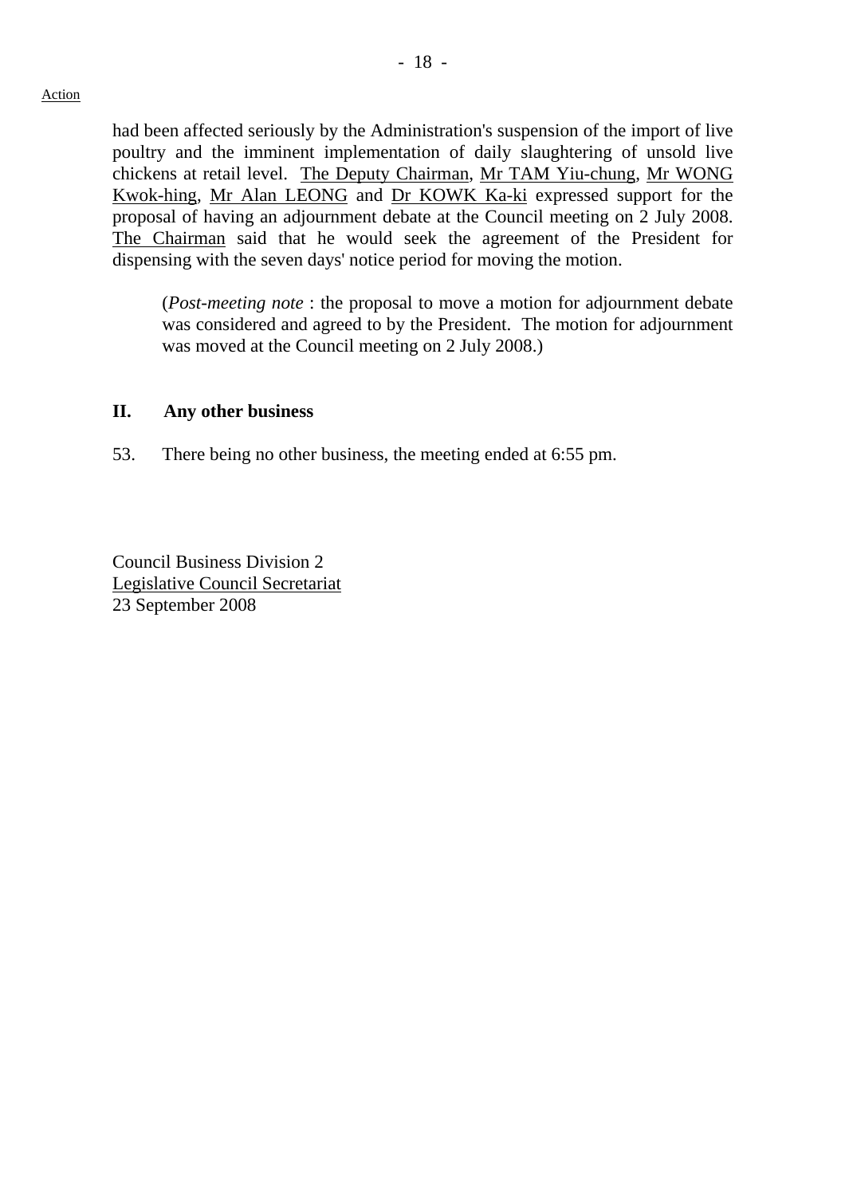Action

had been affected seriously by the Administration's suspension of the import of live poultry and the imminent implementation of daily slaughtering of unsold live chickens at retail level. The Deputy Chairman, Mr TAM Yiu-chung, Mr WONG Kwok-hing, Mr Alan LEONG and Dr KOWK Ka-ki expressed support for the proposal of having an adjournment debate at the Council meeting on 2 July 2008. The Chairman said that he would seek the agreement of the President for dispensing with the seven days' notice period for moving the motion.

> (*Post-meeting note* : the proposal to move a motion for adjournment debate was considered and agreed to by the President. The motion for adjournment was moved at the Council meeting on 2 July 2008.)

## II. Any other business

53. There being no other business, the meeting ended at 6:55 pm.

Council Business Division 2
Legislative Council Secretariat
23 September 2008